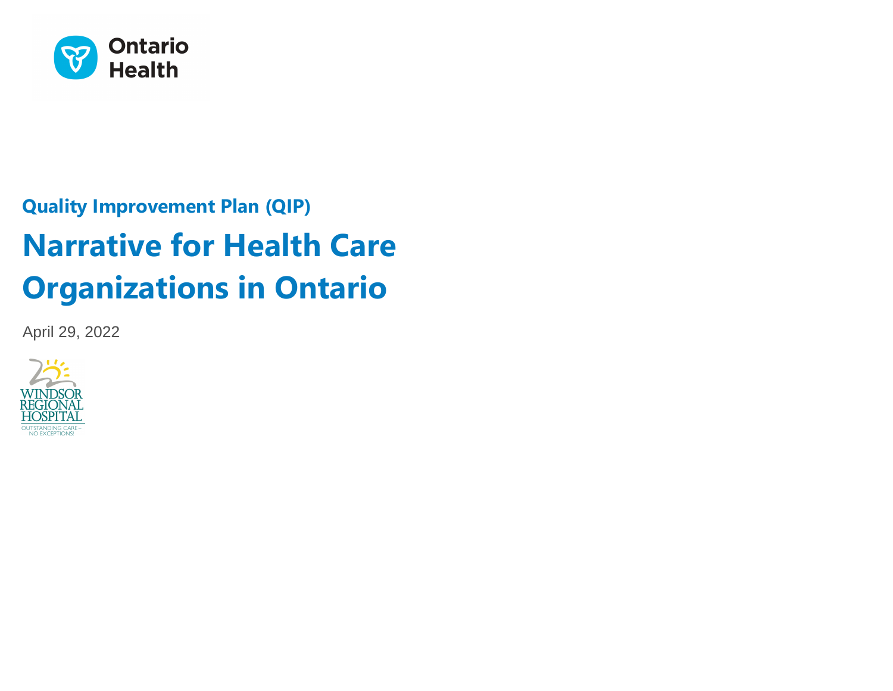Ontario Health

## Quality Improvement Plan (QIP)

# Narrative for Health Care Organizations in Ontario

April 29, 2022

WINDSOR REGIONAL HOSPITAL
OUTSTANDING CARE – NO EXCEPTIONS!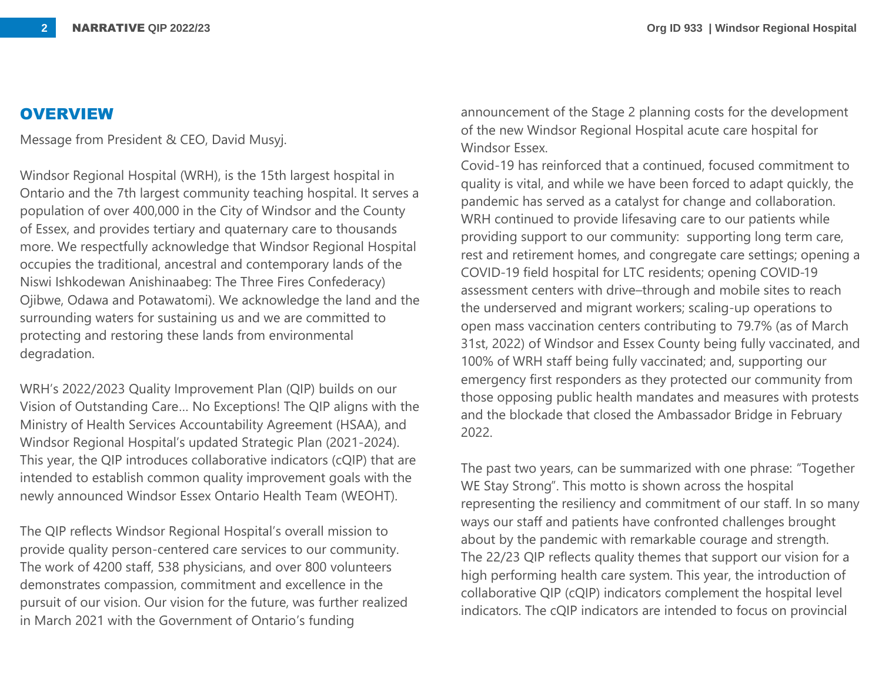## OVERVIEW

Message from President & CEO, David Musyj.

Windsor Regional Hospital (WRH), is the 15th largest hospital in Ontario and the 7th largest community teaching hospital. It serves a population of over 400,000 in the City of Windsor and the County of Essex, and provides tertiary and quaternary care to thousands more. We respectfully acknowledge that Windsor Regional Hospital occupies the traditional, ancestral and contemporary lands of the Niswi Ishkodewan Anishinaabeg: The Three Fires Confederacy) Ojibwe, Odawa and Potawatomi). We acknowledge the land and the surrounding waters for sustaining us and we are committed to protecting and restoring these lands from environmental degradation.

WRH's 2022/2023 Quality Improvement Plan (QIP) builds on our Vision of Outstanding Care… No Exceptions! The QIP aligns with the Ministry of Health Services Accountability Agreement (HSAA), and Windsor Regional Hospital's updated Strategic Plan (2021-2024). This year, the QIP introduces collaborative indicators (cQIP) that are intended to establish common quality improvement goals with the newly announced Windsor Essex Ontario Health Team (WEOHT).

The QIP reflects Windsor Regional Hospital's overall mission to provide quality person-centered care services to our community. The work of 4200 staff, 538 physicians, and over 800 volunteers demonstrates compassion, commitment and excellence in the pursuit of our vision. Our vision for the future, was further realized in March 2021 with the Government of Ontario's funding announcement of the Stage 2 planning costs for the development of the new Windsor Regional Hospital acute care hospital for Windsor Essex.
Covid-19 has reinforced that a continued, focused commitment to quality is vital, and while we have been forced to adapt quickly, the pandemic has served as a catalyst for change and collaboration. WRH continued to provide lifesaving care to our patients while providing support to our community: supporting long term care, rest and retirement homes, and congregate care settings; opening a COVID-19 field hospital for LTC residents; opening COVID-19 assessment centers with drive–through and mobile sites to reach the underserved and migrant workers; scaling-up operations to open mass vaccination centers contributing to 79.7% (as of March 31st, 2022) of Windsor and Essex County being fully vaccinated, and 100% of WRH staff being fully vaccinated; and, supporting our emergency first responders as they protected our community from those opposing public health mandates and measures with protests and the blockade that closed the Ambassador Bridge in February 2022.

The past two years, can be summarized with one phrase: "Together WE Stay Strong". This motto is shown across the hospital representing the resiliency and commitment of our staff. In so many ways our staff and patients have confronted challenges brought about by the pandemic with remarkable courage and strength.
The 22/23 QIP reflects quality themes that support our vision for a high performing health care system. This year, the introduction of collaborative QIP (cQIP) indicators complement the hospital level indicators. The cQIP indicators are intended to focus on provincial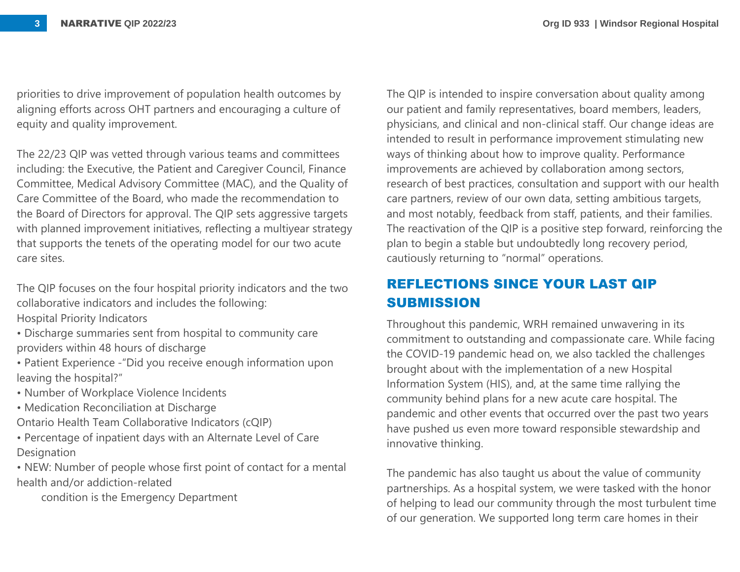priorities to drive improvement of population health outcomes by aligning efforts across OHT partners and encouraging a culture of equity and quality improvement.

The 22/23 QIP was vetted through various teams and committees including: the Executive, the Patient and Caregiver Council, Finance Committee, Medical Advisory Committee (MAC), and the Quality of Care Committee of the Board, who made the recommendation to the Board of Directors for approval. The QIP sets aggressive targets with planned improvement initiatives, reflecting a multiyear strategy that supports the tenets of the operating model for our two acute care sites.

The QIP focuses on the four hospital priority indicators and the two collaborative indicators and includes the following:

Hospital Priority Indicators

- Discharge summaries sent from hospital to community care providers within 48 hours of discharge
- Patient Experience -"Did you receive enough information upon leaving the hospital?"
- Number of Workplace Violence Incidents
- Medication Reconciliation at Discharge

Ontario Health Team Collaborative Indicators (cQIP)

- Percentage of inpatient days with an Alternate Level of Care Designation
- NEW: Number of people whose first point of contact for a mental health and/or addiction-related condition is the Emergency Department

The QIP is intended to inspire conversation about quality among our patient and family representatives, board members, leaders, physicians, and clinical and non-clinical staff. Our change ideas are intended to result in performance improvement stimulating new ways of thinking about how to improve quality. Performance improvements are achieved by collaboration among sectors, research of best practices, consultation and support with our health care partners, review of our own data, setting ambitious targets, and most notably, feedback from staff, patients, and their families. The reactivation of the QIP is a positive step forward, reinforcing the plan to begin a stable but undoubtedly long recovery period, cautiously returning to "normal" operations.

## REFLECTIONS SINCE YOUR LAST QIP SUBMISSION

Throughout this pandemic, WRH remained unwavering in its commitment to outstanding and compassionate care. While facing the COVID-19 pandemic head on, we also tackled the challenges brought about with the implementation of a new Hospital Information System (HIS), and, at the same time rallying the community behind plans for a new acute care hospital. The pandemic and other events that occurred over the past two years have pushed us even more toward responsible stewardship and innovative thinking.

The pandemic has also taught us about the value of community partnerships. As a hospital system, we were tasked with the honor of helping to lead our community through the most turbulent time of our generation. We supported long term care homes in their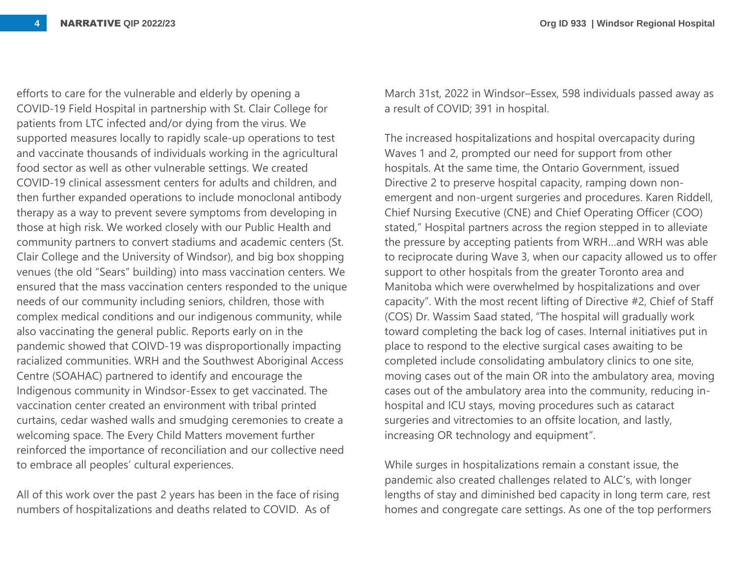efforts to care for the vulnerable and elderly by opening a COVID-19 Field Hospital in partnership with St. Clair College for patients from LTC infected and/or dying from the virus. We supported measures locally to rapidly scale-up operations to test and vaccinate thousands of individuals working in the agricultural food sector as well as other vulnerable settings. We created COVID-19 clinical assessment centers for adults and children, and then further expanded operations to include monoclonal antibody therapy as a way to prevent severe symptoms from developing in those at high risk. We worked closely with our Public Health and community partners to convert stadiums and academic centers (St. Clair College and the University of Windsor), and big box shopping venues (the old "Sears" building) into mass vaccination centers. We ensured that the mass vaccination centers responded to the unique needs of our community including seniors, children, those with complex medical conditions and our indigenous community, while also vaccinating the general public. Reports early on in the pandemic showed that COIVD-19 was disproportionally impacting racialized communities. WRH and the Southwest Aboriginal Access Centre (SOAHAC) partnered to identify and encourage the Indigenous community in Windsor-Essex to get vaccinated. The vaccination center created an environment with tribal printed curtains, cedar washed walls and smudging ceremonies to create a welcoming space. The Every Child Matters movement further reinforced the importance of reconciliation and our collective need to embrace all peoples' cultural experiences.

All of this work over the past 2 years has been in the face of rising numbers of hospitalizations and deaths related to COVID. As of March 31st, 2022 in Windsor–Essex, 598 individuals passed away as a result of COVID; 391 in hospital.

The increased hospitalizations and hospital overcapacity during Waves 1 and 2, prompted our need for support from other hospitals. At the same time, the Ontario Government, issued Directive 2 to preserve hospital capacity, ramping down non-emergent and non-urgent surgeries and procedures. Karen Riddell, Chief Nursing Executive (CNE) and Chief Operating Officer (COO) stated," Hospital partners across the region stepped in to alleviate the pressure by accepting patients from WRH…and WRH was able to reciprocate during Wave 3, when our capacity allowed us to offer support to other hospitals from the greater Toronto area and Manitoba which were overwhelmed by hospitalizations and over capacity". With the most recent lifting of Directive #2, Chief of Staff (COS) Dr. Wassim Saad stated, "The hospital will gradually work toward completing the back log of cases. Internal initiatives put in place to respond to the elective surgical cases awaiting to be completed include consolidating ambulatory clinics to one site, moving cases out of the main OR into the ambulatory area, moving cases out of the ambulatory area into the community, reducing in-hospital and ICU stays, moving procedures such as cataract surgeries and vitrectomies to an offsite location, and lastly, increasing OR technology and equipment".

While surges in hospitalizations remain a constant issue, the pandemic also created challenges related to ALC's, with longer lengths of stay and diminished bed capacity in long term care, rest homes and congregate care settings. As one of the top performers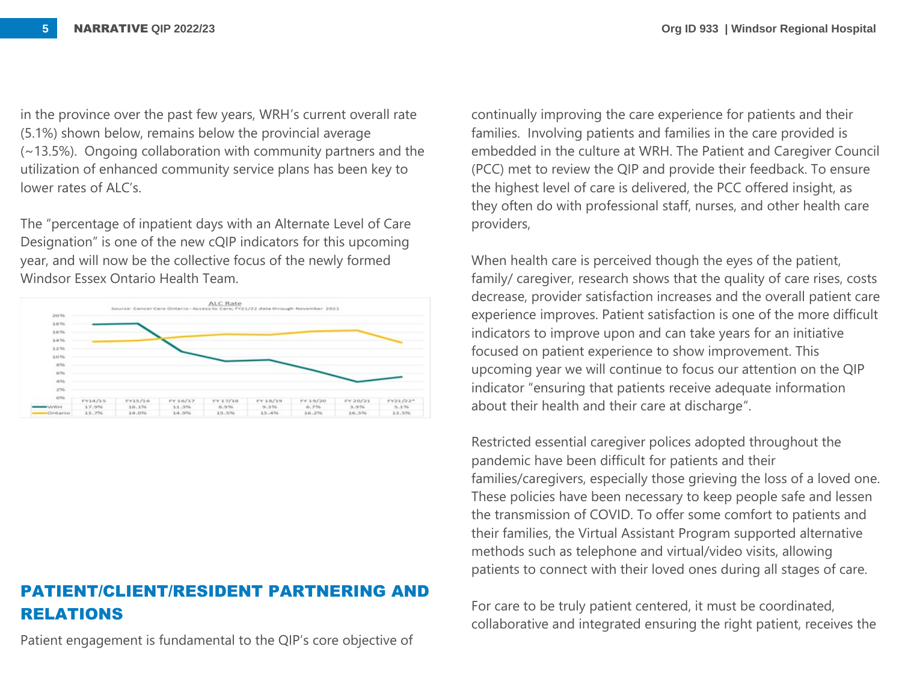in the province over the past few years, WRH's current overall rate (5.1%) shown below, remains below the provincial average (~13.5%). Ongoing collaboration with community partners and the utilization of enhanced community service plans has been key to lower rates of ALC's.

The "percentage of inpatient days with an Alternate Level of Care Designation" is one of the new cQIP indicators for this upcoming year, and will now be the collective focus of the newly formed Windsor Essex Ontario Health Team.

ALC Rate

Source: Cancer Care Ontario - Access to Care; FY21/22 data through November 2021

| | FY14/15 | FY15/16 | FY 16/17 | FY 17/18 | FY 18/19 | FY 19/20 | FY 20/21 | FY21/22* |
|---|---|---|---|---|---|---|---|---|
| WRH | 17.9% | 18.1% | 11.3% | 8.9% | 9.3% | 6.7% | 3.9% | 5.1% |
| Ontario | 13.7% | 14.0% | 14.9% | 15.5% | 15.4% | 16.2% | 16.5% | 13.5% |

## PATIENT/CLIENT/RESIDENT PARTNERING AND RELATIONS

Patient engagement is fundamental to the QIP's core objective of continually improving the care experience for patients and their families. Involving patients and families in the care provided is embedded in the culture at WRH. The Patient and Caregiver Council (PCC) met to review the QIP and provide their feedback. To ensure the highest level of care is delivered, the PCC offered insight, as they often do with professional staff, nurses, and other health care providers,

When health care is perceived though the eyes of the patient, family/ caregiver, research shows that the quality of care rises, costs decrease, provider satisfaction increases and the overall patient care experience improves. Patient satisfaction is one of the more difficult indicators to improve upon and can take years for an initiative focused on patient experience to show improvement. This upcoming year we will continue to focus our attention on the QIP indicator "ensuring that patients receive adequate information about their health and their care at discharge".

Restricted essential caregiver polices adopted throughout the pandemic have been difficult for patients and their families/caregivers, especially those grieving the loss of a loved one. These policies have been necessary to keep people safe and lessen the transmission of COVID. To offer some comfort to patients and their families, the Virtual Assistant Program supported alternative methods such as telephone and virtual/video visits, allowing patients to connect with their loved ones during all stages of care.

For care to be truly patient centered, it must be coordinated, collaborative and integrated ensuring the right patient, receives the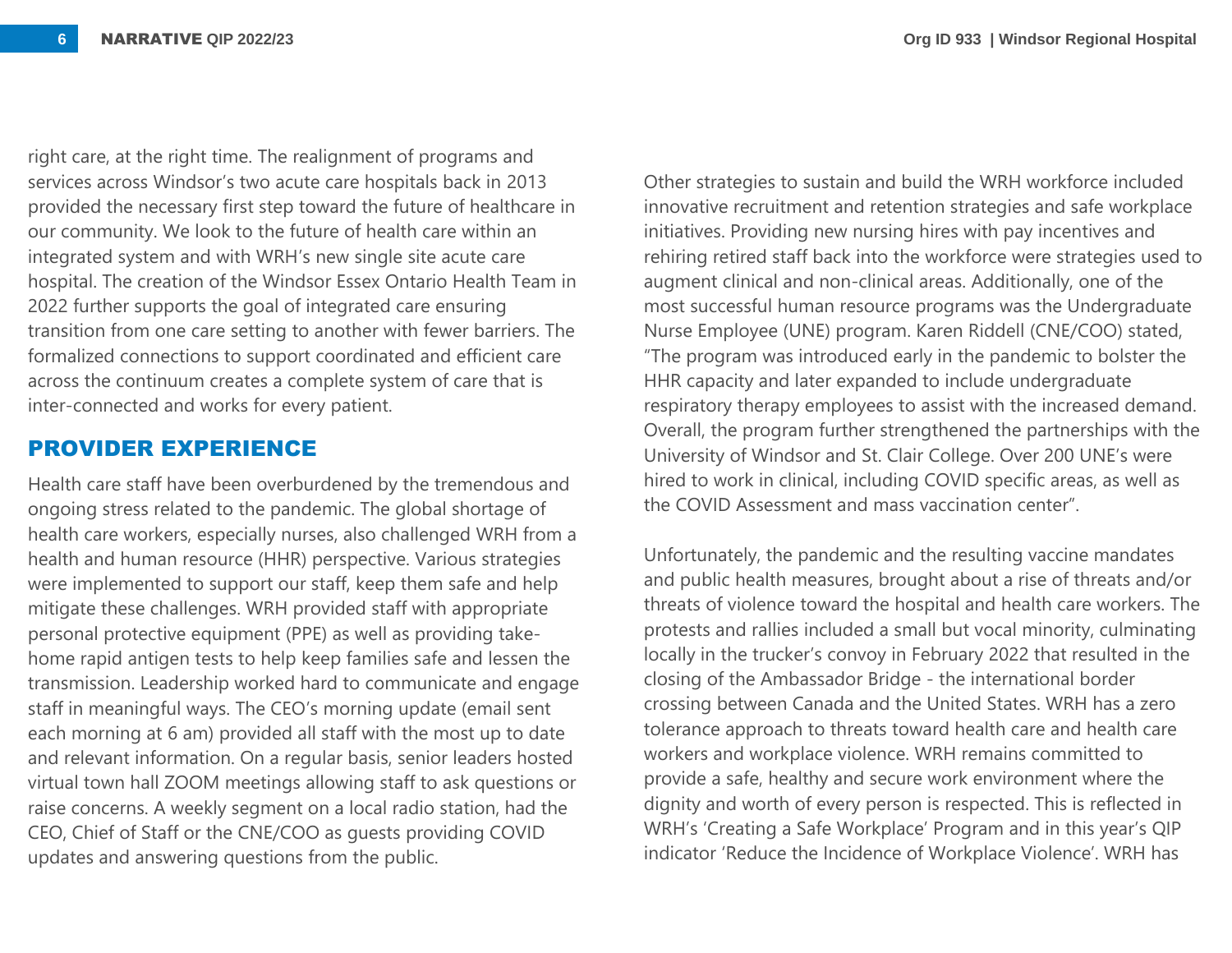right care, at the right time. The realignment of programs and services across Windsor's two acute care hospitals back in 2013 provided the necessary first step toward the future of healthcare in our community. We look to the future of health care within an integrated system and with WRH's new single site acute care hospital. The creation of the Windsor Essex Ontario Health Team in 2022 further supports the goal of integrated care ensuring transition from one care setting to another with fewer barriers. The formalized connections to support coordinated and efficient care across the continuum creates a complete system of care that is inter-connected and works for every patient.

## PROVIDER EXPERIENCE

Health care staff have been overburdened by the tremendous and ongoing stress related to the pandemic. The global shortage of health care workers, especially nurses, also challenged WRH from a health and human resource (HHR) perspective. Various strategies were implemented to support our staff, keep them safe and help mitigate these challenges. WRH provided staff with appropriate personal protective equipment (PPE) as well as providing take-home rapid antigen tests to help keep families safe and lessen the transmission. Leadership worked hard to communicate and engage staff in meaningful ways. The CEO's morning update (email sent each morning at 6 am) provided all staff with the most up to date and relevant information. On a regular basis, senior leaders hosted virtual town hall ZOOM meetings allowing staff to ask questions or raise concerns. A weekly segment on a local radio station, had the CEO, Chief of Staff or the CNE/COO as guests providing COVID updates and answering questions from the public.

Other strategies to sustain and build the WRH workforce included innovative recruitment and retention strategies and safe workplace initiatives. Providing new nursing hires with pay incentives and rehiring retired staff back into the workforce were strategies used to augment clinical and non-clinical areas. Additionally, one of the most successful human resource programs was the Undergraduate Nurse Employee (UNE) program. Karen Riddell (CNE/COO) stated, "The program was introduced early in the pandemic to bolster the HHR capacity and later expanded to include undergraduate respiratory therapy employees to assist with the increased demand. Overall, the program further strengthened the partnerships with the University of Windsor and St. Clair College. Over 200 UNE's were hired to work in clinical, including COVID specific areas, as well as the COVID Assessment and mass vaccination center".

Unfortunately, the pandemic and the resulting vaccine mandates and public health measures, brought about a rise of threats and/or threats of violence toward the hospital and health care workers. The protests and rallies included a small but vocal minority, culminating locally in the trucker's convoy in February 2022 that resulted in the closing of the Ambassador Bridge - the international border crossing between Canada and the United States. WRH has a zero tolerance approach to threats toward health care and health care workers and workplace violence. WRH remains committed to provide a safe, healthy and secure work environment where the dignity and worth of every person is respected. This is reflected in WRH's 'Creating a Safe Workplace' Program and in this year's QIP indicator 'Reduce the Incidence of Workplace Violence'. WRH has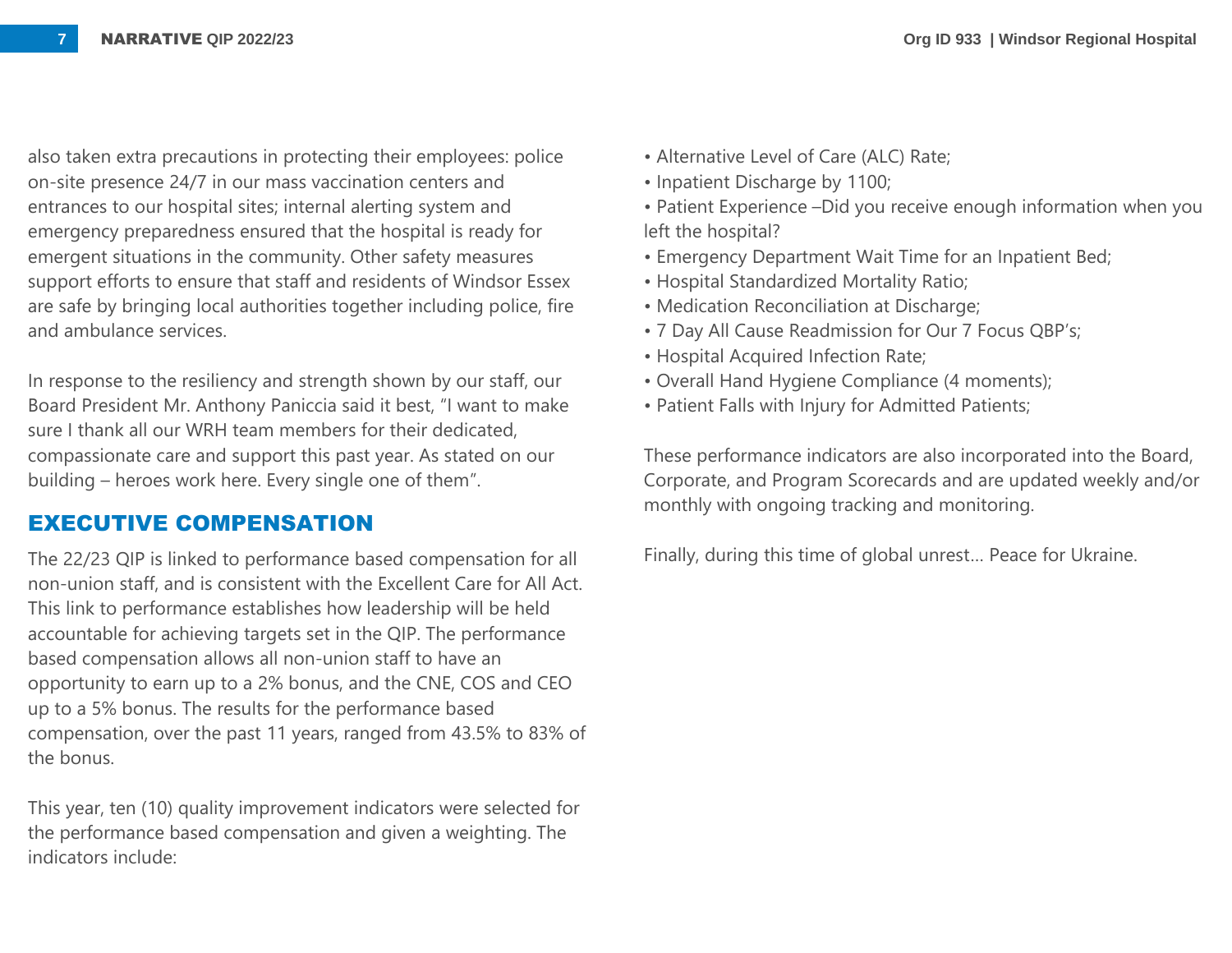also taken extra precautions in protecting their employees: police on-site presence 24/7 in our mass vaccination centers and entrances to our hospital sites; internal alerting system and emergency preparedness ensured that the hospital is ready for emergent situations in the community. Other safety measures support efforts to ensure that staff and residents of Windsor Essex are safe by bringing local authorities together including police, fire and ambulance services.

In response to the resiliency and strength shown by our staff, our Board President Mr. Anthony Paniccia said it best, "I want to make sure I thank all our WRH team members for their dedicated, compassionate care and support this past year. As stated on our building – heroes work here. Every single one of them".

## EXECUTIVE COMPENSATION

The 22/23 QIP is linked to performance based compensation for all non-union staff, and is consistent with the Excellent Care for All Act. This link to performance establishes how leadership will be held accountable for achieving targets set in the QIP. The performance based compensation allows all non-union staff to have an opportunity to earn up to a 2% bonus, and the CNE, COS and CEO up to a 5% bonus. The results for the performance based compensation, over the past 11 years, ranged from 43.5% to 83% of the bonus.

This year, ten (10) quality improvement indicators were selected for the performance based compensation and given a weighting. The indicators include:

- Alternative Level of Care (ALC) Rate;
- Inpatient Discharge by 1100;
- Patient Experience –Did you receive enough information when you left the hospital?
- Emergency Department Wait Time for an Inpatient Bed;
- Hospital Standardized Mortality Ratio;
- Medication Reconciliation at Discharge;
- 7 Day All Cause Readmission for Our 7 Focus QBP's;
- Hospital Acquired Infection Rate;
- Overall Hand Hygiene Compliance (4 moments);
- Patient Falls with Injury for Admitted Patients;

These performance indicators are also incorporated into the Board, Corporate, and Program Scorecards and are updated weekly and/or monthly with ongoing tracking and monitoring.

Finally, during this time of global unrest… Peace for Ukraine.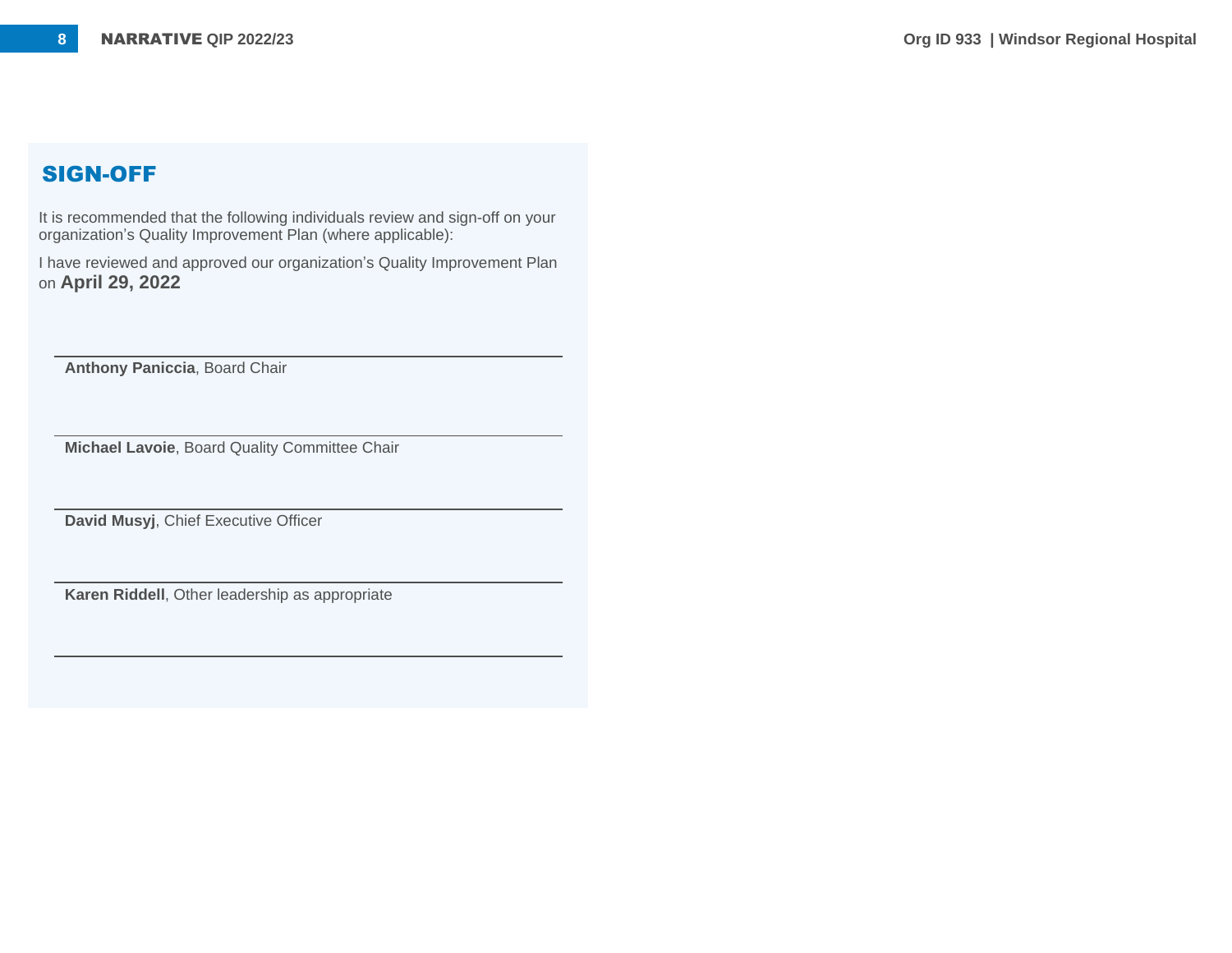## SIGN-OFF

It is recommended that the following individuals review and sign-off on your organization's Quality Improvement Plan (where applicable):

I have reviewed and approved our organization's Quality Improvement Plan on **April 29, 2022**

---

**Anthony Paniccia**, Board Chair

---

**Michael Lavoie**, Board Quality Committee Chair

---

**David Musyj**, Chief Executive Officer

---

**Karen Riddell**, Other leadership as appropriate

---